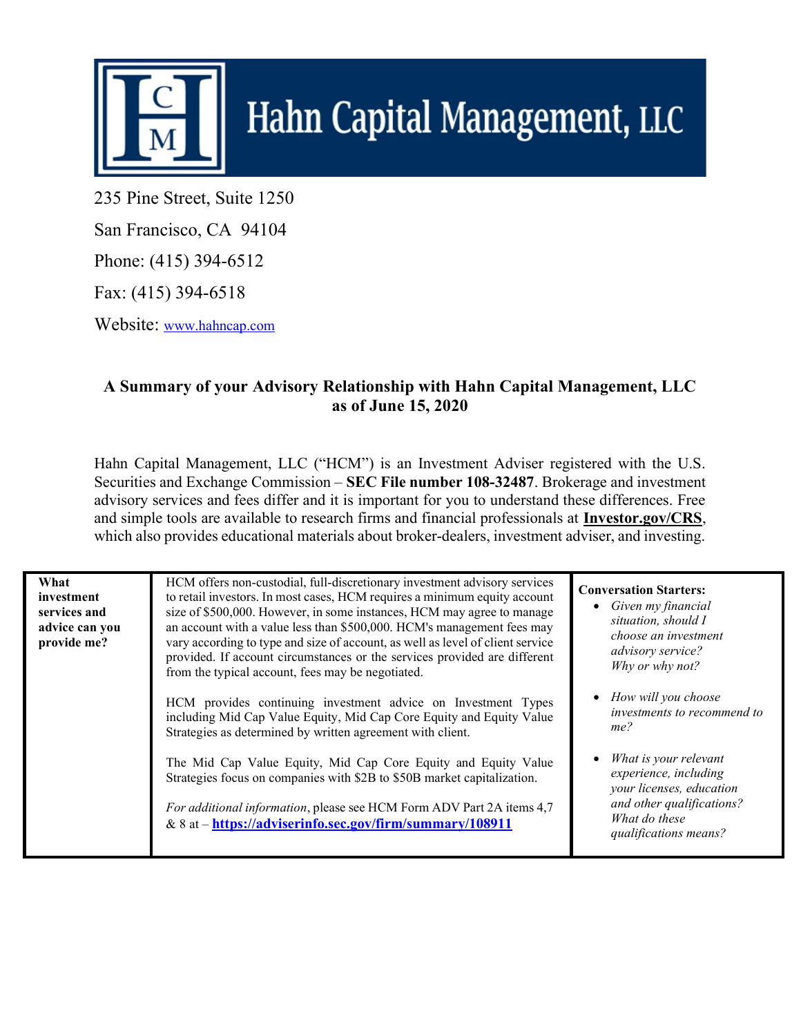# Hahn Capital Management, LLC

235 Pine Street, Suite 1250

San Francisco, CA 94104

Phone: (415) 394-6512

Fax: (415) 394-6518

Website: www.hahncap.com

## A Summary of your Advisory Relationship with Hahn Capital Management, LLC as of June 15, 2020

Hahn Capital Management, LLC ("HCM") is an Investment Adviser registered with the U.S. Securities and Exchange Commission – **SEC File number 108-32487**. Brokerage and investment advisory services and fees differ and it is important for you to understand these differences. Free and simple tools are available to research firms and financial professionals at **Investor.gov/CRS**, which also provides educational materials about broker-dealers, investment adviser, and investing.

| | | |
|---|---|---|
| **What investment services and advice can you provide me?** | HCM offers non-custodial, full-discretionary investment advisory services to retail investors. In most cases, HCM requires a minimum equity account size of $500,000. However, in some instances, HCM may agree to manage an account with a value less than $500,000. HCM's management fees may vary according to type and size of account, as well as level of client service provided. If account circumstances or the services provided are different from the typical account, fees may be negotiated.<br><br>HCM provides continuing investment advice on Investment Types including Mid Cap Value Equity, Mid Cap Core Equity and Equity Value Strategies as determined by written agreement with client.<br><br>The Mid Cap Value Equity, Mid Cap Core Equity and Equity Value Strategies focus on companies with $2B to $50B market capitalization.<br><br>*For additional information*, please see HCM Form ADV Part 2A items 4,7 & 8 at – **https://adviserinfo.sec.gov/firm/summary/108911** | **Conversation Starters:**<br>• *Given my financial situation, should I choose an investment advisory service? Why or why not?*<br>• *How will you choose investments to recommend to me?*<br>• *What is your relevant experience, including your licenses, education and other qualifications? What do these qualifications means?* |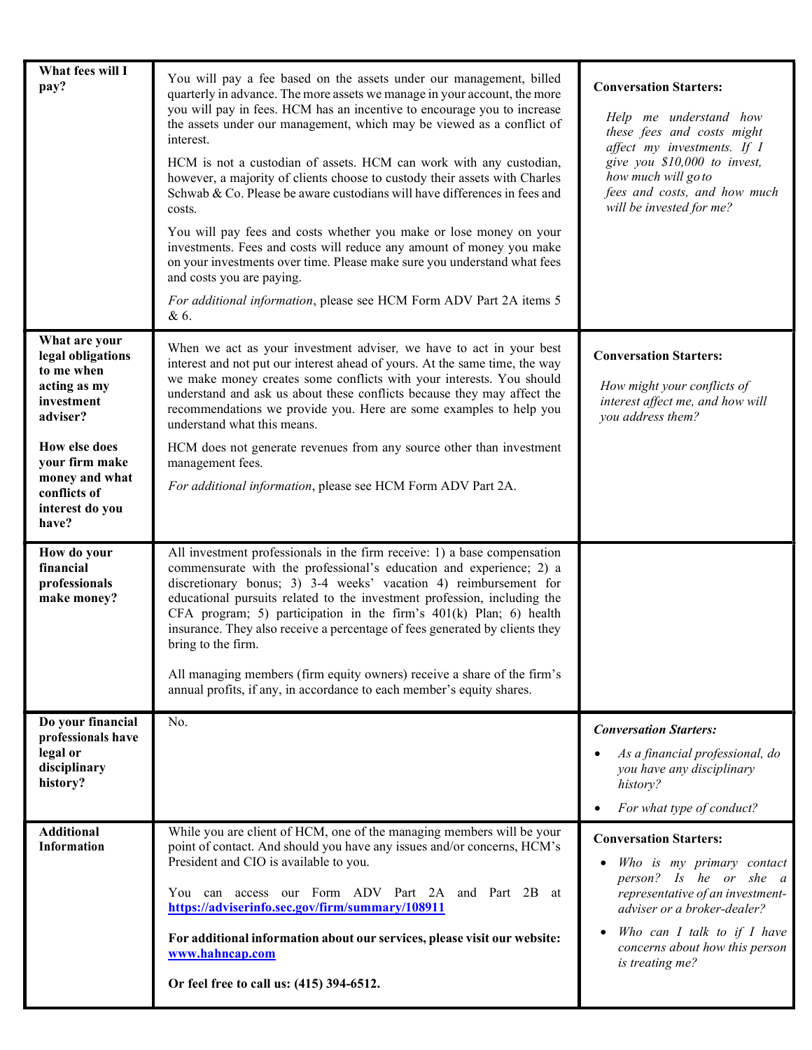| | | |
|---|---|---|
| **What fees will I pay?** | You will pay a fee based on the assets under our management, billed quarterly in advance. The more assets we manage in your account, the more you will pay in fees. HCM has an incentive to encourage you to increase the assets under our management, which may be viewed as a conflict of interest.<br><br>HCM is not a custodian of assets. HCM can work with any custodian, however, a majority of clients choose to custody their assets with Charles Schwab & Co. Please be aware custodians will have differences in fees and costs.<br><br>You will pay fees and costs whether you make or lose money on your investments. Fees and costs will reduce any amount of money you make on your investments over time. Please make sure you understand what fees and costs you are paying.<br><br>*For additional information*, please see HCM Form ADV Part 2A items 5 & 6. | **Conversation Starters:**<br><br>*Help me understand how these fees and costs might affect my investments. If I give you $10,000 to invest, how much will go to fees and costs, and how much will be invested for me?* |
| **What are your legal obligations to me when acting as my investment adviser?**<br><br>**How else does your firm make money and what conflicts of interest do you have?** | When we act as your investment adviser, we have to act in your best interest and not put our interest ahead of yours. At the same time, the way we make money creates some conflicts with your interests. You should understand and ask us about these conflicts because they may affect the recommendations we provide you. Here are some examples to help you understand what this means.<br><br>HCM does not generate revenues from any source other than investment management fees.<br><br>*For additional information*, please see HCM Form ADV Part 2A. | **Conversation Starters:**<br><br>*How might your conflicts of interest affect me, and how will you address them?* |
| **How do your financial professionals make money?** | All investment professionals in the firm receive: 1) a base compensation commensurate with the professional's education and experience; 2) a discretionary bonus; 3) 3-4 weeks' vacation 4) reimbursement for educational pursuits related to the investment profession, including the CFA program; 5) participation in the firm's 401(k) Plan; 6) health insurance. They also receive a percentage of fees generated by clients they bring to the firm.<br><br>All managing members (firm equity owners) receive a share of the firm's annual profits, if any, in accordance to each member's equity shares. | |
| **Do your financial professionals have legal or disciplinary history?** | No. | ***Conversation Starters:***<br><br>• *As a financial professional, do you have any disciplinary history?*<br>• *For what type of conduct?* |
| **Additional Information** | While you are client of HCM, one of the managing members will be your point of contact. And should you have any issues and/or concerns, HCM's President and CIO is available to you.<br><br>You can access our Form ADV Part 2A and Part 2B at **https://adviserinfo.sec.gov/firm/summary/108911**<br><br>**For additional information about our services, please visit our website: www.hahncap.com**<br><br>**Or feel free to call us: (415) 394-6512.** | **Conversation Starters:**<br><br>• *Who is my primary contact person? Is he or she a representative of an investment-adviser or a broker-dealer?*<br>• *Who can I talk to if I have concerns about how this person is treating me?* |